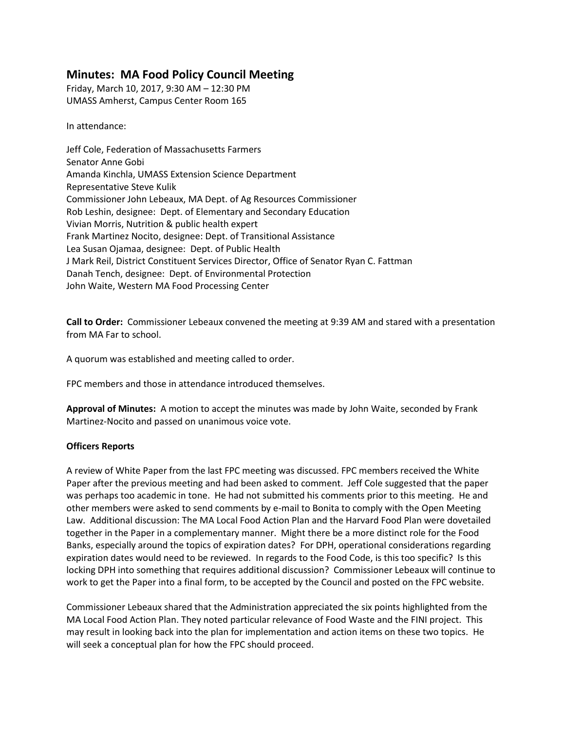# Minutes: MA Food Policy Council Meeting

Friday, March 10, 2017, 9:30 AM – 12:30 PM
UMASS Amherst, Campus Center Room 165

In attendance:

Jeff Cole, Federation of Massachusetts Farmers
Senator Anne Gobi
Amanda Kinchla, UMASS Extension Science Department
Representative Steve Kulik
Commissioner John Lebeaux, MA Dept. of Ag Resources Commissioner
Rob Leshin, designee: Dept. of Elementary and Secondary Education
Vivian Morris, Nutrition & public health expert
Frank Martinez Nocito, designee: Dept. of Transitional Assistance
Lea Susan Ojamaa, designee: Dept. of Public Health
J Mark Reil, District Constituent Services Director, Office of Senator Ryan C. Fattman
Danah Tench, designee: Dept. of Environmental Protection
John Waite, Western MA Food Processing Center

**Call to Order:** Commissioner Lebeaux convened the meeting at 9:39 AM and stared with a presentation from MA Far to school.

A quorum was established and meeting called to order.

FPC members and those in attendance introduced themselves.

**Approval of Minutes:** A motion to accept the minutes was made by John Waite, seconded by Frank Martinez-Nocito and passed on unanimous voice vote.

**Officers Reports**

A review of White Paper from the last FPC meeting was discussed. FPC members received the White Paper after the previous meeting and had been asked to comment. Jeff Cole suggested that the paper was perhaps too academic in tone. He had not submitted his comments prior to this meeting. He and other members were asked to send comments by e-mail to Bonita to comply with the Open Meeting Law. Additional discussion: The MA Local Food Action Plan and the Harvard Food Plan were dovetailed together in the Paper in a complementary manner. Might there be a more distinct role for the Food Banks, especially around the topics of expiration dates? For DPH, operational considerations regarding expiration dates would need to be reviewed. In regards to the Food Code, is this too specific? Is this locking DPH into something that requires additional discussion? Commissioner Lebeaux will continue to work to get the Paper into a final form, to be accepted by the Council and posted on the FPC website.

Commissioner Lebeaux shared that the Administration appreciated the six points highlighted from the MA Local Food Action Plan. They noted particular relevance of Food Waste and the FINI project. This may result in looking back into the plan for implementation and action items on these two topics. He will seek a conceptual plan for how the FPC should proceed.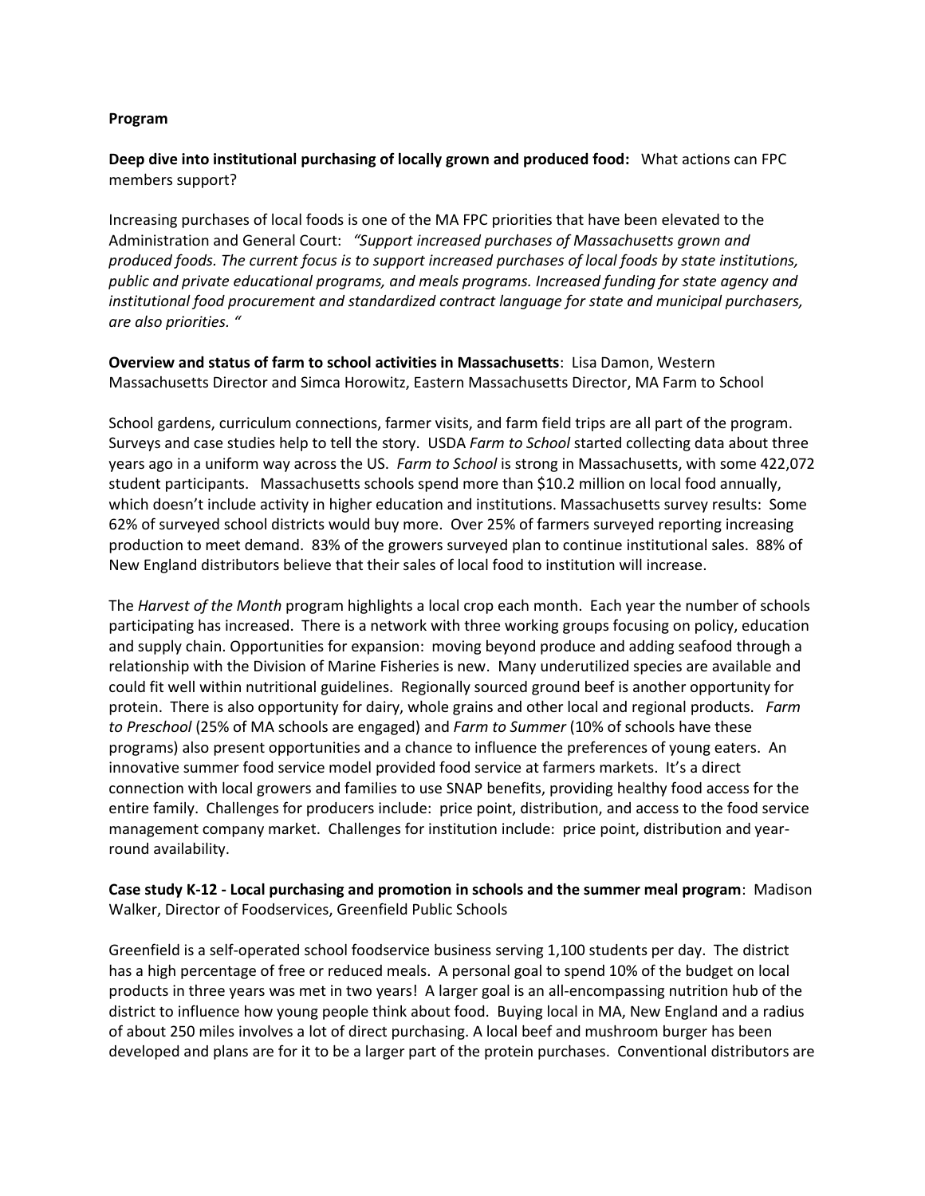**Program**

**Deep dive into institutional purchasing of locally grown and produced food:** What actions can FPC members support?

Increasing purchases of local foods is one of the MA FPC priorities that have been elevated to the Administration and General Court: *"Support increased purchases of Massachusetts grown and produced foods. The current focus is to support increased purchases of local foods by state institutions, public and private educational programs, and meals programs. Increased funding for state agency and institutional food procurement and standardized contract language for state and municipal purchasers, are also priorities. "*

**Overview and status of farm to school activities in Massachusetts**: Lisa Damon, Western Massachusetts Director and Simca Horowitz, Eastern Massachusetts Director, MA Farm to School

School gardens, curriculum connections, farmer visits, and farm field trips are all part of the program. Surveys and case studies help to tell the story. USDA *Farm to School* started collecting data about three years ago in a uniform way across the US. *Farm to School* is strong in Massachusetts, with some 422,072 student participants. Massachusetts schools spend more than $10.2 million on local food annually, which doesn't include activity in higher education and institutions. Massachusetts survey results: Some 62% of surveyed school districts would buy more. Over 25% of farmers surveyed reporting increasing production to meet demand. 83% of the growers surveyed plan to continue institutional sales. 88% of New England distributors believe that their sales of local food to institution will increase.

The *Harvest of the Month* program highlights a local crop each month. Each year the number of schools participating has increased. There is a network with three working groups focusing on policy, education and supply chain. Opportunities for expansion: moving beyond produce and adding seafood through a relationship with the Division of Marine Fisheries is new. Many underutilized species are available and could fit well within nutritional guidelines. Regionally sourced ground beef is another opportunity for protein. There is also opportunity for dairy, whole grains and other local and regional products. *Farm to Preschool* (25% of MA schools are engaged) and *Farm to Summer* (10% of schools have these programs) also present opportunities and a chance to influence the preferences of young eaters. An innovative summer food service model provided food service at farmers markets. It's a direct connection with local growers and families to use SNAP benefits, providing healthy food access for the entire family. Challenges for producers include: price point, distribution, and access to the food service management company market. Challenges for institution include: price point, distribution and year-round availability.

**Case study K-12 - Local purchasing and promotion in schools and the summer meal program**: Madison Walker, Director of Foodservices, Greenfield Public Schools

Greenfield is a self-operated school foodservice business serving 1,100 students per day. The district has a high percentage of free or reduced meals. A personal goal to spend 10% of the budget on local products in three years was met in two years! A larger goal is an all-encompassing nutrition hub of the district to influence how young people think about food. Buying local in MA, New England and a radius of about 250 miles involves a lot of direct purchasing. A local beef and mushroom burger has been developed and plans are for it to be a larger part of the protein purchases. Conventional distributors are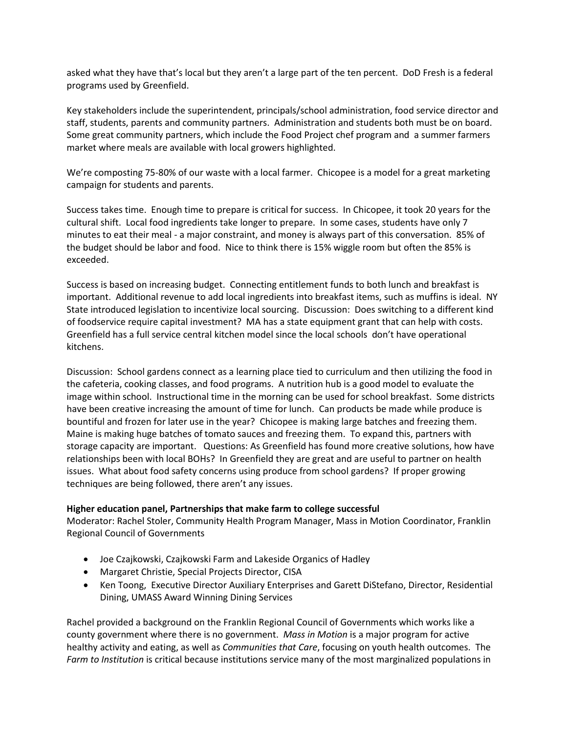asked what they have that's local but they aren't a large part of the ten percent. DoD Fresh is a federal programs used by Greenfield.

Key stakeholders include the superintendent, principals/school administration, food service director and staff, students, parents and community partners. Administration and students both must be on board. Some great community partners, which include the Food Project chef program and a summer farmers market where meals are available with local growers highlighted.

We're composting 75-80% of our waste with a local farmer. Chicopee is a model for a great marketing campaign for students and parents.

Success takes time. Enough time to prepare is critical for success. In Chicopee, it took 20 years for the cultural shift. Local food ingredients take longer to prepare. In some cases, students have only 7 minutes to eat their meal - a major constraint, and money is always part of this conversation. 85% of the budget should be labor and food. Nice to think there is 15% wiggle room but often the 85% is exceeded.

Success is based on increasing budget. Connecting entitlement funds to both lunch and breakfast is important. Additional revenue to add local ingredients into breakfast items, such as muffins is ideal. NY State introduced legislation to incentivize local sourcing. Discussion: Does switching to a different kind of foodservice require capital investment? MA has a state equipment grant that can help with costs. Greenfield has a full service central kitchen model since the local schools don't have operational kitchens.

Discussion: School gardens connect as a learning place tied to curriculum and then utilizing the food in the cafeteria, cooking classes, and food programs. A nutrition hub is a good model to evaluate the image within school. Instructional time in the morning can be used for school breakfast. Some districts have been creative increasing the amount of time for lunch. Can products be made while produce is bountiful and frozen for later use in the year? Chicopee is making large batches and freezing them. Maine is making huge batches of tomato sauces and freezing them. To expand this, partners with storage capacity are important. Questions: As Greenfield has found more creative solutions, how have relationships been with local BOHs? In Greenfield they are great and are useful to partner on health issues. What about food safety concerns using produce from school gardens? If proper growing techniques are being followed, there aren't any issues.

**Higher education panel, Partnerships that make farm to college successful**
Moderator: Rachel Stoler, Community Health Program Manager, Mass in Motion Coordinator, Franklin Regional Council of Governments

- Joe Czajkowski, Czajkowski Farm and Lakeside Organics of Hadley
- Margaret Christie, Special Projects Director, CISA
- Ken Toong, Executive Director Auxiliary Enterprises and Garett DiStefano, Director, Residential Dining, UMASS Award Winning Dining Services

Rachel provided a background on the Franklin Regional Council of Governments which works like a county government where there is no government. *Mass in Motion* is a major program for active healthy activity and eating, as well as *Communities that Care*, focusing on youth health outcomes. The *Farm to Institution* is critical because institutions service many of the most marginalized populations in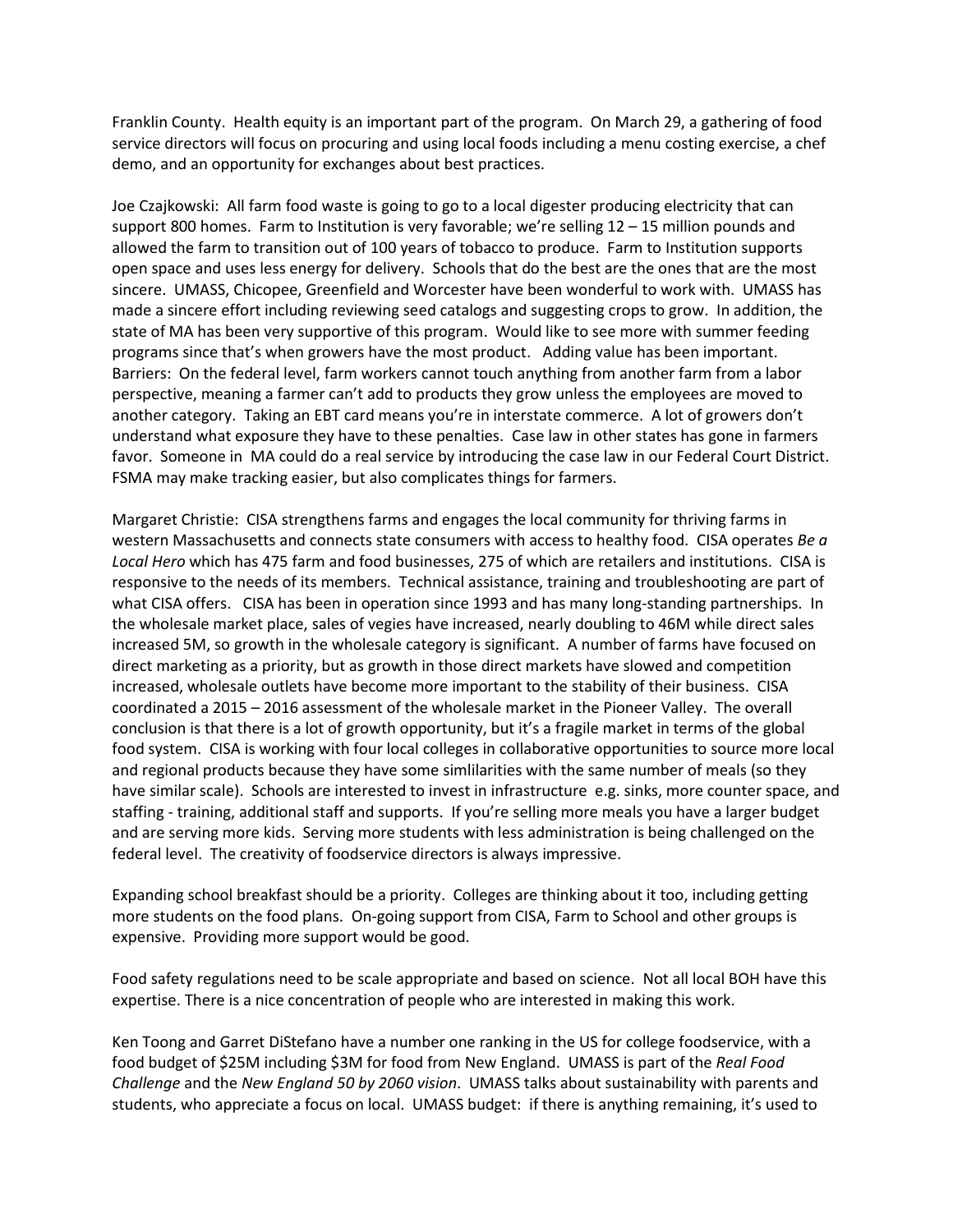Franklin County. Health equity is an important part of the program. On March 29, a gathering of food service directors will focus on procuring and using local foods including a menu costing exercise, a chef demo, and an opportunity for exchanges about best practices.

Joe Czajkowski: All farm food waste is going to go to a local digester producing electricity that can support 800 homes. Farm to Institution is very favorable; we're selling 12 – 15 million pounds and allowed the farm to transition out of 100 years of tobacco to produce. Farm to Institution supports open space and uses less energy for delivery. Schools that do the best are the ones that are the most sincere. UMASS, Chicopee, Greenfield and Worcester have been wonderful to work with. UMASS has made a sincere effort including reviewing seed catalogs and suggesting crops to grow. In addition, the state of MA has been very supportive of this program. Would like to see more with summer feeding programs since that's when growers have the most product. Adding value has been important. Barriers: On the federal level, farm workers cannot touch anything from another farm from a labor perspective, meaning a farmer can't add to products they grow unless the employees are moved to another category. Taking an EBT card means you're in interstate commerce. A lot of growers don't understand what exposure they have to these penalties. Case law in other states has gone in farmers favor. Someone in MA could do a real service by introducing the case law in our Federal Court District. FSMA may make tracking easier, but also complicates things for farmers.

Margaret Christie: CISA strengthens farms and engages the local community for thriving farms in western Massachusetts and connects state consumers with access to healthy food. CISA operates *Be a Local Hero* which has 475 farm and food businesses, 275 of which are retailers and institutions. CISA is responsive to the needs of its members. Technical assistance, training and troubleshooting are part of what CISA offers. CISA has been in operation since 1993 and has many long-standing partnerships. In the wholesale market place, sales of vegies have increased, nearly doubling to 46M while direct sales increased 5M, so growth in the wholesale category is significant. A number of farms have focused on direct marketing as a priority, but as growth in those direct markets have slowed and competition increased, wholesale outlets have become more important to the stability of their business. CISA coordinated a 2015 – 2016 assessment of the wholesale market in the Pioneer Valley. The overall conclusion is that there is a lot of growth opportunity, but it's a fragile market in terms of the global food system. CISA is working with four local colleges in collaborative opportunities to source more local and regional products because they have some simlilarities with the same number of meals (so they have similar scale). Schools are interested to invest in infrastructure e.g. sinks, more counter space, and staffing - training, additional staff and supports. If you're selling more meals you have a larger budget and are serving more kids. Serving more students with less administration is being challenged on the federal level. The creativity of foodservice directors is always impressive.

Expanding school breakfast should be a priority. Colleges are thinking about it too, including getting more students on the food plans. On-going support from CISA, Farm to School and other groups is expensive. Providing more support would be good.

Food safety regulations need to be scale appropriate and based on science. Not all local BOH have this expertise. There is a nice concentration of people who are interested in making this work.

Ken Toong and Garret DiStefano have a number one ranking in the US for college foodservice, with a food budget of $25M including $3M for food from New England. UMASS is part of the *Real Food Challenge* and the *New England 50 by 2060 vision*. UMASS talks about sustainability with parents and students, who appreciate a focus on local. UMASS budget: if there is anything remaining, it's used to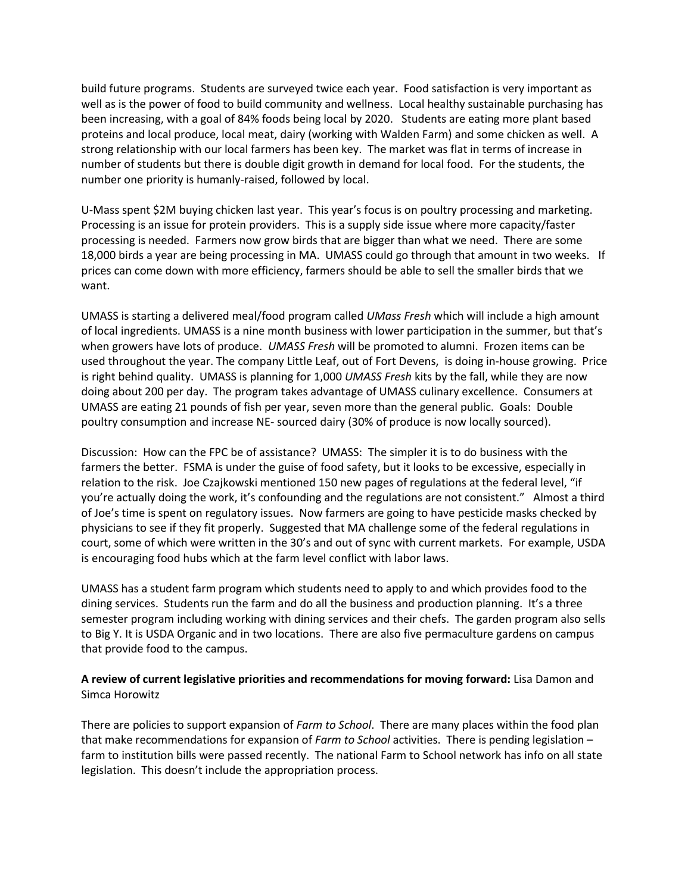build future programs. Students are surveyed twice each year. Food satisfaction is very important as well as is the power of food to build community and wellness. Local healthy sustainable purchasing has been increasing, with a goal of 84% foods being local by 2020. Students are eating more plant based proteins and local produce, local meat, dairy (working with Walden Farm) and some chicken as well. A strong relationship with our local farmers has been key. The market was flat in terms of increase in number of students but there is double digit growth in demand for local food. For the students, the number one priority is humanly-raised, followed by local.

U-Mass spent $2M buying chicken last year. This year's focus is on poultry processing and marketing. Processing is an issue for protein providers. This is a supply side issue where more capacity/faster processing is needed. Farmers now grow birds that are bigger than what we need. There are some 18,000 birds a year are being processing in MA. UMASS could go through that amount in two weeks. If prices can come down with more efficiency, farmers should be able to sell the smaller birds that we want.

UMASS is starting a delivered meal/food program called *UMass Fresh* which will include a high amount of local ingredients. UMASS is a nine month business with lower participation in the summer, but that's when growers have lots of produce. *UMASS Fresh* will be promoted to alumni. Frozen items can be used throughout the year. The company Little Leaf, out of Fort Devens, is doing in-house growing. Price is right behind quality. UMASS is planning for 1,000 *UMASS Fresh* kits by the fall, while they are now doing about 200 per day. The program takes advantage of UMASS culinary excellence. Consumers at UMASS are eating 21 pounds of fish per year, seven more than the general public. Goals: Double poultry consumption and increase NE- sourced dairy (30% of produce is now locally sourced).

Discussion: How can the FPC be of assistance? UMASS: The simpler it is to do business with the farmers the better. FSMA is under the guise of food safety, but it looks to be excessive, especially in relation to the risk. Joe Czajkowski mentioned 150 new pages of regulations at the federal level, "if you're actually doing the work, it's confounding and the regulations are not consistent." Almost a third of Joe's time is spent on regulatory issues. Now farmers are going to have pesticide masks checked by physicians to see if they fit properly. Suggested that MA challenge some of the federal regulations in court, some of which were written in the 30's and out of sync with current markets. For example, USDA is encouraging food hubs which at the farm level conflict with labor laws.

UMASS has a student farm program which students need to apply to and which provides food to the dining services. Students run the farm and do all the business and production planning. It's a three semester program including working with dining services and their chefs. The garden program also sells to Big Y. It is USDA Organic and in two locations. There are also five permaculture gardens on campus that provide food to the campus.

**A review of current legislative priorities and recommendations for moving forward:** Lisa Damon and Simca Horowitz

There are policies to support expansion of *Farm to School*. There are many places within the food plan that make recommendations for expansion of *Farm to School* activities. There is pending legislation – farm to institution bills were passed recently. The national Farm to School network has info on all state legislation. This doesn't include the appropriation process.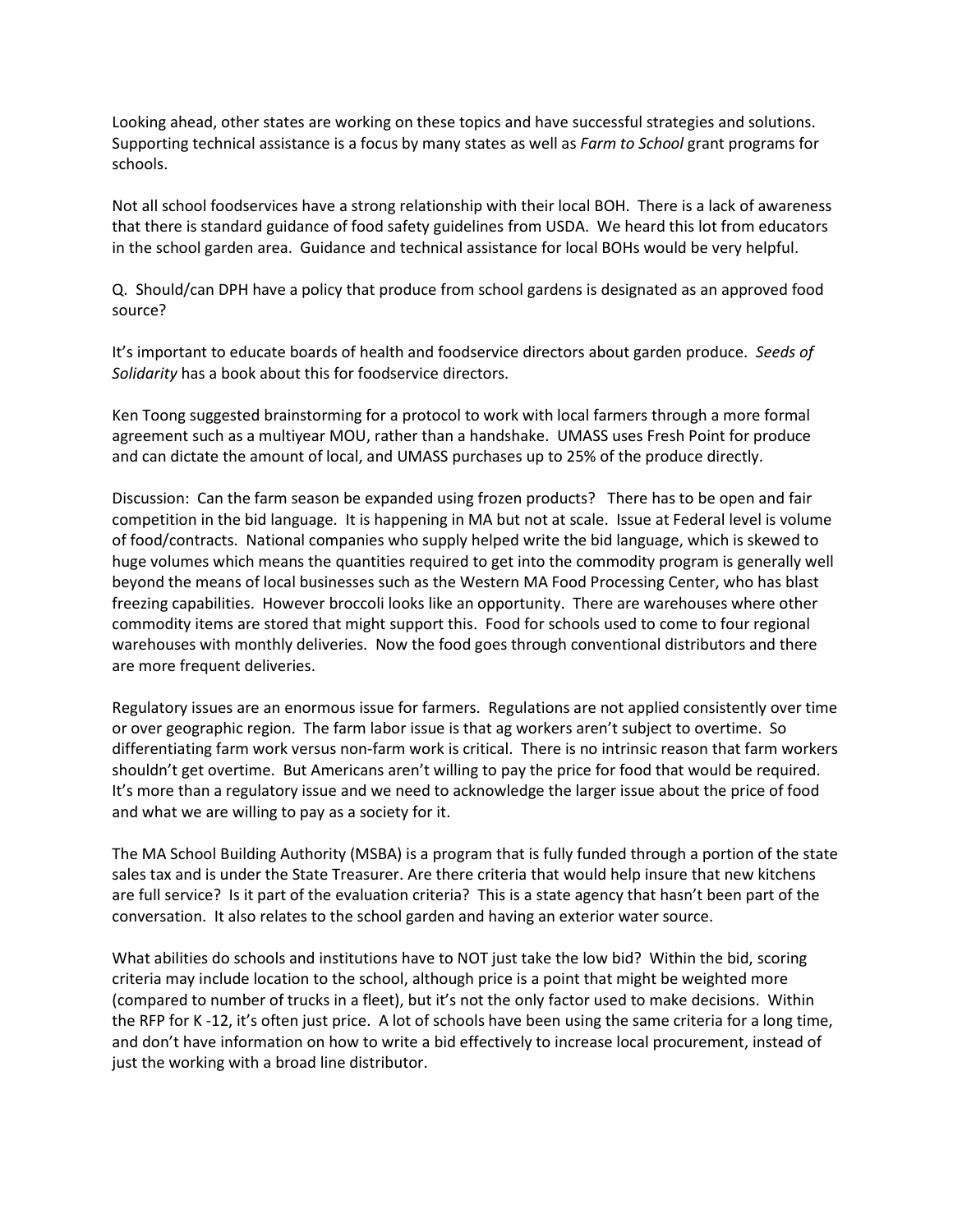Looking ahead, other states are working on these topics and have successful strategies and solutions. Supporting technical assistance is a focus by many states as well as *Farm to School* grant programs for schools.

Not all school foodservices have a strong relationship with their local BOH. There is a lack of awareness that there is standard guidance of food safety guidelines from USDA. We heard this lot from educators in the school garden area. Guidance and technical assistance for local BOHs would be very helpful.

Q. Should/can DPH have a policy that produce from school gardens is designated as an approved food source?

It's important to educate boards of health and foodservice directors about garden produce. *Seeds of Solidarity* has a book about this for foodservice directors.

Ken Toong suggested brainstorming for a protocol to work with local farmers through a more formal agreement such as a multiyear MOU, rather than a handshake. UMASS uses Fresh Point for produce and can dictate the amount of local, and UMASS purchases up to 25% of the produce directly.

Discussion: Can the farm season be expanded using frozen products? There has to be open and fair competition in the bid language. It is happening in MA but not at scale. Issue at Federal level is volume of food/contracts. National companies who supply helped write the bid language, which is skewed to huge volumes which means the quantities required to get into the commodity program is generally well beyond the means of local businesses such as the Western MA Food Processing Center, who has blast freezing capabilities. However broccoli looks like an opportunity. There are warehouses where other commodity items are stored that might support this. Food for schools used to come to four regional warehouses with monthly deliveries. Now the food goes through conventional distributors and there are more frequent deliveries.

Regulatory issues are an enormous issue for farmers. Regulations are not applied consistently over time or over geographic region. The farm labor issue is that ag workers aren't subject to overtime. So differentiating farm work versus non-farm work is critical. There is no intrinsic reason that farm workers shouldn't get overtime. But Americans aren't willing to pay the price for food that would be required. It's more than a regulatory issue and we need to acknowledge the larger issue about the price of food and what we are willing to pay as a society for it.

The MA School Building Authority (MSBA) is a program that is fully funded through a portion of the state sales tax and is under the State Treasurer. Are there criteria that would help insure that new kitchens are full service? Is it part of the evaluation criteria? This is a state agency that hasn't been part of the conversation. It also relates to the school garden and having an exterior water source.

What abilities do schools and institutions have to NOT just take the low bid? Within the bid, scoring criteria may include location to the school, although price is a point that might be weighted more (compared to number of trucks in a fleet), but it's not the only factor used to make decisions. Within the RFP for K -12, it's often just price. A lot of schools have been using the same criteria for a long time, and don't have information on how to write a bid effectively to increase local procurement, instead of just the working with a broad line distributor.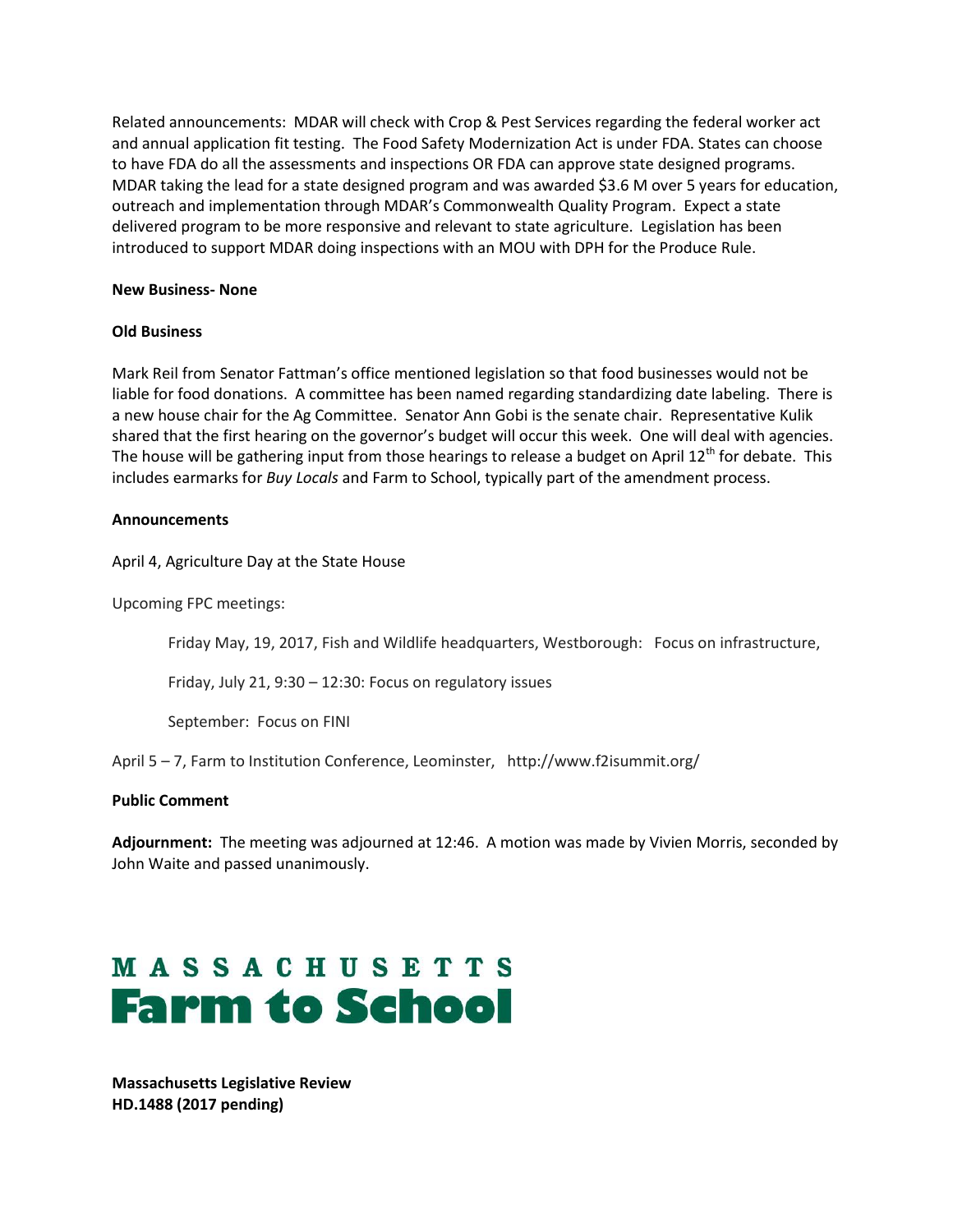Related announcements: MDAR will check with Crop & Pest Services regarding the federal worker act and annual application fit testing. The Food Safety Modernization Act is under FDA. States can choose to have FDA do all the assessments and inspections OR FDA can approve state designed programs. MDAR taking the lead for a state designed program and was awarded $3.6 M over 5 years for education, outreach and implementation through MDAR's Commonwealth Quality Program. Expect a state delivered program to be more responsive and relevant to state agriculture. Legislation has been introduced to support MDAR doing inspections with an MOU with DPH for the Produce Rule.

**New Business- None**

**Old Business**

Mark Reil from Senator Fattman's office mentioned legislation so that food businesses would not be liable for food donations. A committee has been named regarding standardizing date labeling. There is a new house chair for the Ag Committee. Senator Ann Gobi is the senate chair. Representative Kulik shared that the first hearing on the governor's budget will occur this week. One will deal with agencies. The house will be gathering input from those hearings to release a budget on April 12th for debate. This includes earmarks for *Buy Locals* and Farm to School, typically part of the amendment process.

**Announcements**

April 4, Agriculture Day at the State House

Upcoming FPC meetings:

> Friday May, 19, 2017, Fish and Wildlife headquarters, Westborough: Focus on infrastructure,
>
> Friday, July 21, 9:30 – 12:30: Focus on regulatory issues
>
> September: Focus on FINI

April 5 – 7, Farm to Institution Conference, Leominster, http://www.f2isummit.org/

**Public Comment**

**Adjournment:** The meeting was adjourned at 12:46. A motion was made by Vivien Morris, seconded by John Waite and passed unanimously.

# MASSACHUSETTS Farm to School

**Massachusetts Legislative Review**
**HD.1488 (2017 pending)**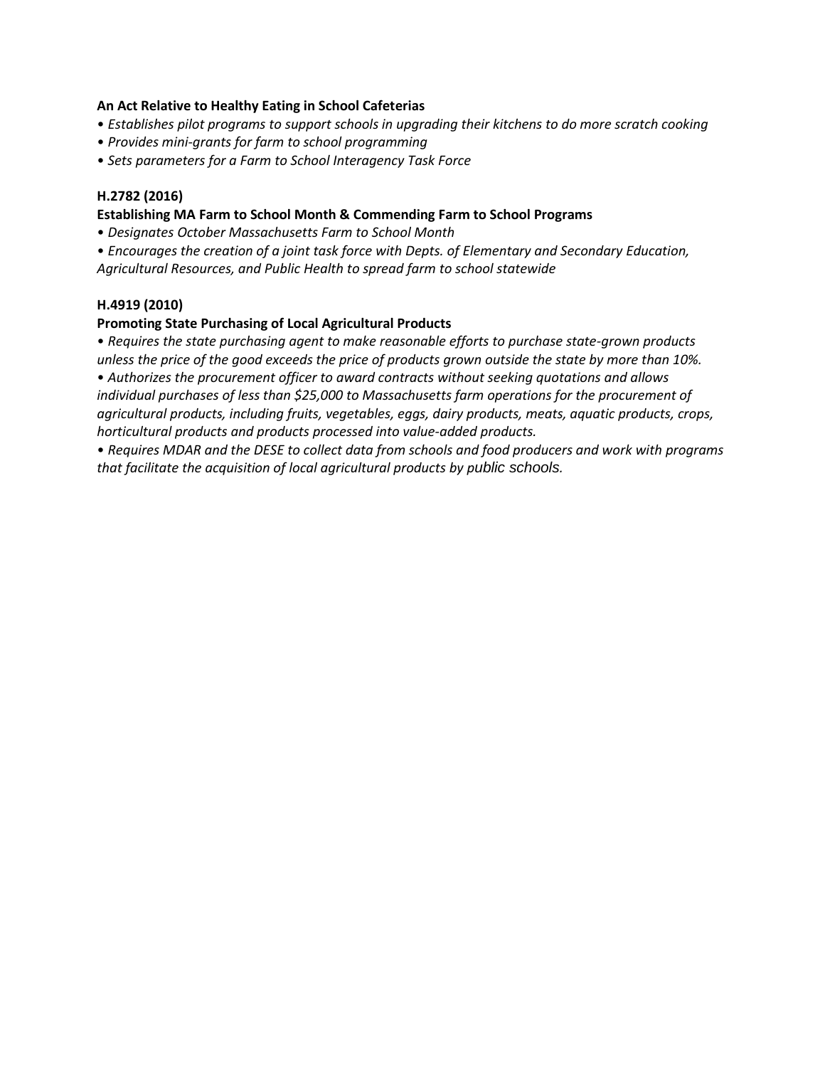**An Act Relative to Healthy Eating in School Cafeterias**

- *Establishes pilot programs to support schools in upgrading their kitchens to do more scratch cooking*
- *Provides mini-grants for farm to school programming*
- *Sets parameters for a Farm to School Interagency Task Force*

**H.2782 (2016)**

**Establishing MA Farm to School Month & Commending Farm to School Programs**

- *Designates October Massachusetts Farm to School Month*
- *Encourages the creation of a joint task force with Depts. of Elementary and Secondary Education, Agricultural Resources, and Public Health to spread farm to school statewide*

**H.4919 (2010)**

**Promoting State Purchasing of Local Agricultural Products**

- *Requires the state purchasing agent to make reasonable efforts to purchase state-grown products unless the price of the good exceeds the price of products grown outside the state by more than 10%.*
- *Authorizes the procurement officer to award contracts without seeking quotations and allows individual purchases of less than $25,000 to Massachusetts farm operations for the procurement of agricultural products, including fruits, vegetables, eggs, dairy products, meats, aquatic products, crops, horticultural products and products processed into value-added products.*
- *Requires MDAR and the DESE to collect data from schools and food producers and work with programs that facilitate the acquisition of local agricultural products by public schools.*